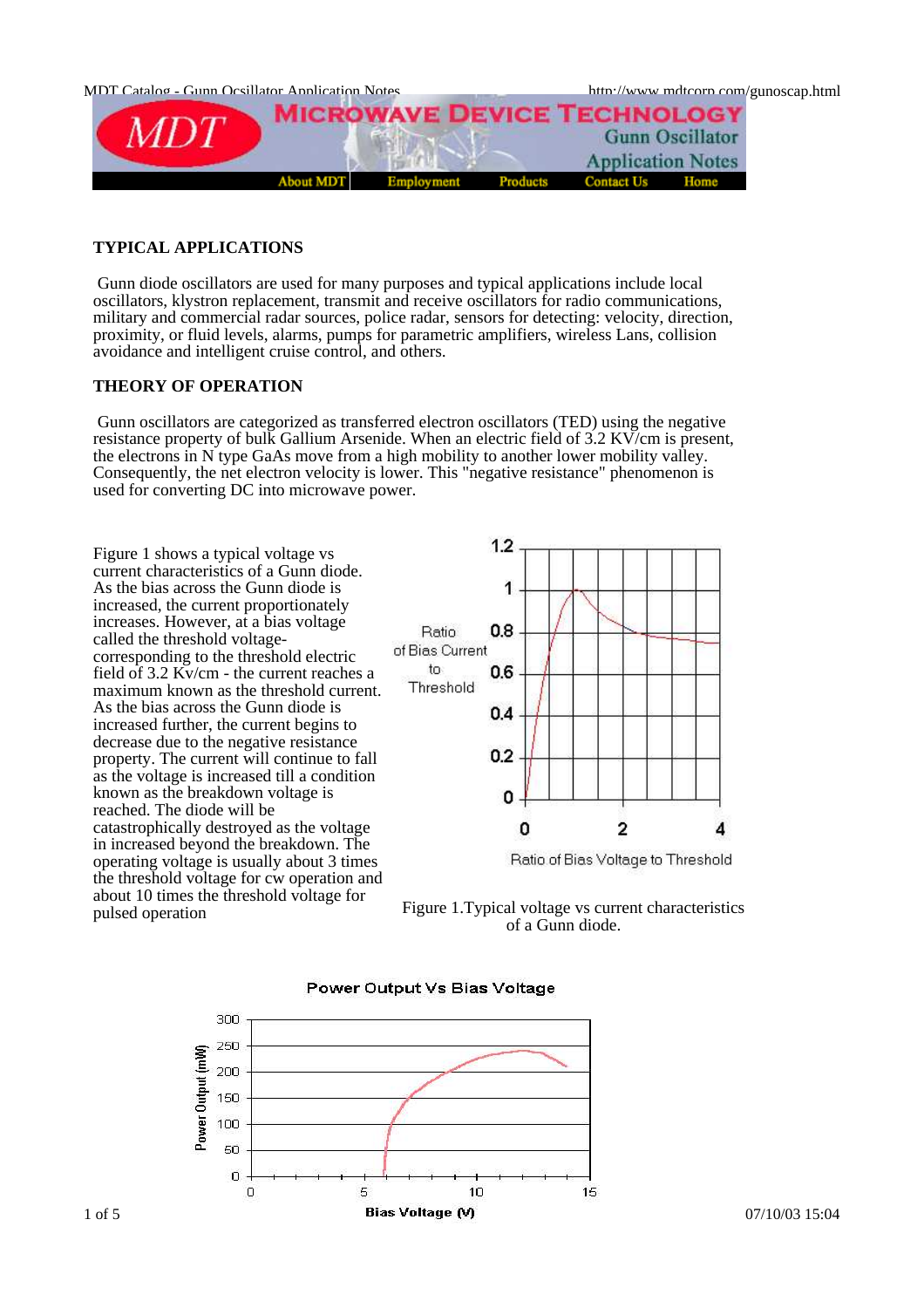## TYPICAL APPLICATIONS

Gunn diode oscillators are used for many purposes and typical applications include local oscillators, klystron replacement, transmit and receive oscillators for radio communications, military and commercial radar sources, police radar, sensors for detecting: velocity, direction, proximity, or fluid levels, alarms, pumps for parametric amplifiers, wireless Lans, collision avoidance and intelligent cruise control, and others.

## THEORY OF OPERATION

Gunn oscillators are categorized as transferred electron oscillators (TED) using the negative resistance property of bulk Gallium Arsenide. When an electric field of 3.2 KV/cm is present, the electrons in N type GaAs move from a high mobility to another lower mobility valley. Consequently, the net electron velocity is lower. This "negative resistance" phenomenon is used for converting DC into microwave power.

Figure 1 shows a typical voltage vs current characteristics of a Gunn diode. As the bias across the Gunn diode is increased, the current proportionately increases. However, at a bias voltage called the threshold voltage-corresponding to the threshold electric field of 3.2 Kv/cm - the current reaches a maximum known as the threshold current. As the bias across the Gunn diode is increased further, the current begins to decrease due to the negative resistance property. The current will continue to fall as the voltage is increased till a condition known as the breakdown voltage is reached. The diode will be catastrophically destroyed as the voltage in increased beyond the breakdown. The operating voltage is usually about 3 times the threshold voltage for cw operation and about 10 times the threshold voltage for pulsed operation

Figure 1.Typical voltage vs current characteristics of a Gunn diode.

Power Output Vs Bias Voltage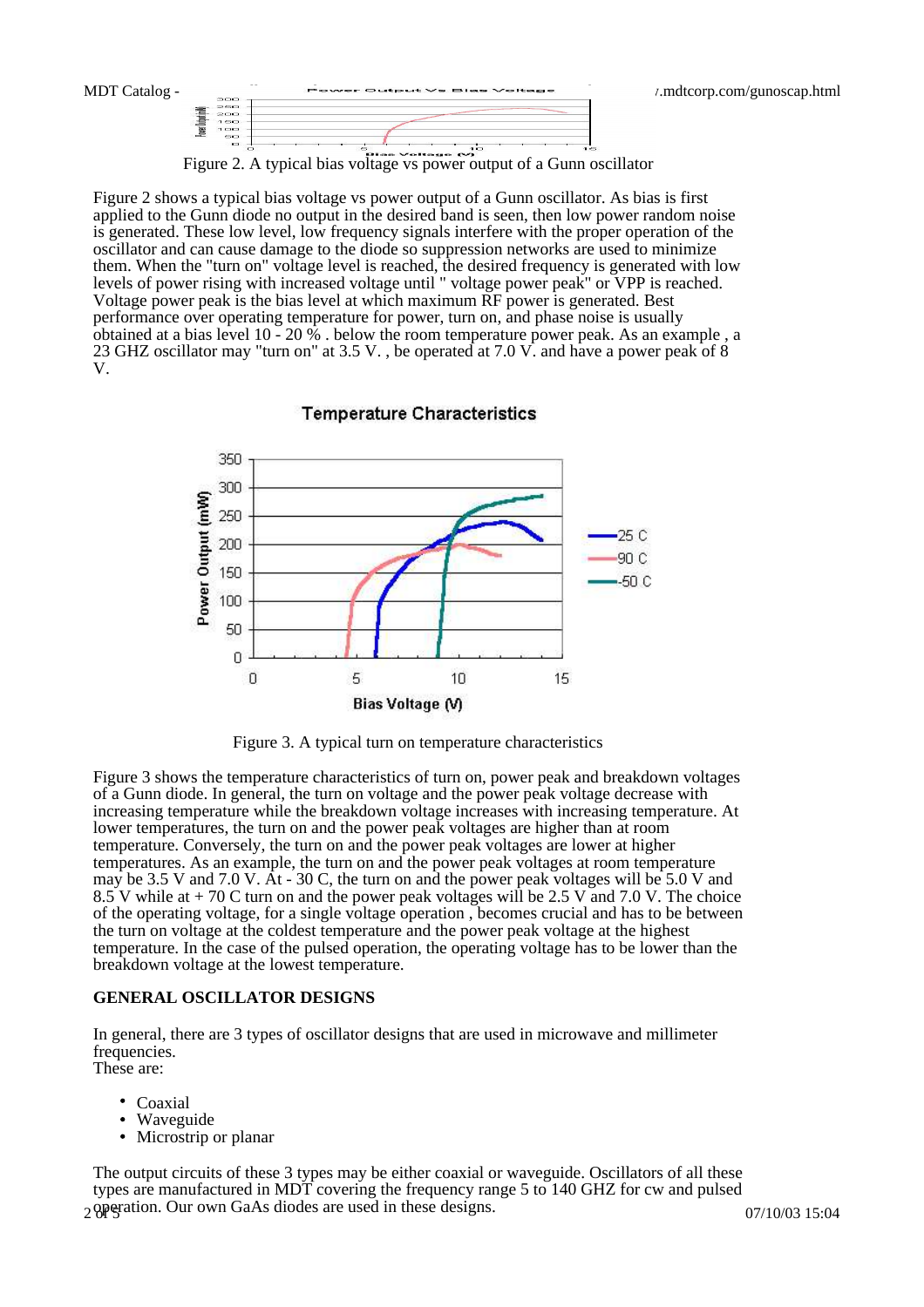Figure 2. A typical bias voltage vs power output of a Gunn oscillator

Figure 2 shows a typical bias voltage vs power output of a Gunn oscillator. As bias is first applied to the Gunn diode no output in the desired band is seen, then low power random noise is generated. These low level, low frequency signals interfere with the proper operation of the oscillator and can cause damage to the diode so suppression networks are used to minimize them. When the "turn on" voltage level is reached, the desired frequency is generated with low levels of power rising with increased voltage until " voltage power peak" or VPP is reached. Voltage power peak is the bias level at which maximum RF power is generated. Best performance over operating temperature for power, turn on, and phase noise is usually obtained at a bias level 10 - 20 % . below the room temperature power peak. As an example , a 23 GHZ oscillator may "turn on" at 3.5 V. , be operated at 7.0 V. and have a power peak of 8 V.

Figure 3. A typical turn on temperature characteristics

Figure 3 shows the temperature characteristics of turn on, power peak and breakdown voltages of a Gunn diode. In general, the turn on voltage and the power peak voltage decrease with increasing temperature while the breakdown voltage increases with increasing temperature. At lower temperatures, the turn on and the power peak voltages are higher than at room temperature. Conversely, the turn on and the power peak voltages are lower at higher temperatures. As an example, the turn on and the power peak voltages at room temperature may be 3.5 V and 7.0 V. At - 30 C, the turn on and the power peak voltages will be 5.0 V and 8.5 V while at + 70 C turn on and the power peak voltages will be 2.5 V and 7.0 V. The choice of the operating voltage, for a single voltage operation , becomes crucial and has to be between the turn on voltage at the coldest temperature and the power peak voltage at the highest temperature. In the case of the pulsed operation, the operating voltage has to be lower than the breakdown voltage at the lowest temperature.

**GENERAL OSCILLATOR DESIGNS**

In general, there are 3 types of oscillator designs that are used in microwave and millimeter frequencies.
These are:

- Coaxial
- Waveguide
- Microstrip or planar

The output circuits of these 3 types may be either coaxial or waveguide. Oscillators of all these types are manufactured in MDT covering the frequency range 5 to 140 GHZ for cw and pulsed operation. Our own GaAs diodes are used in these designs.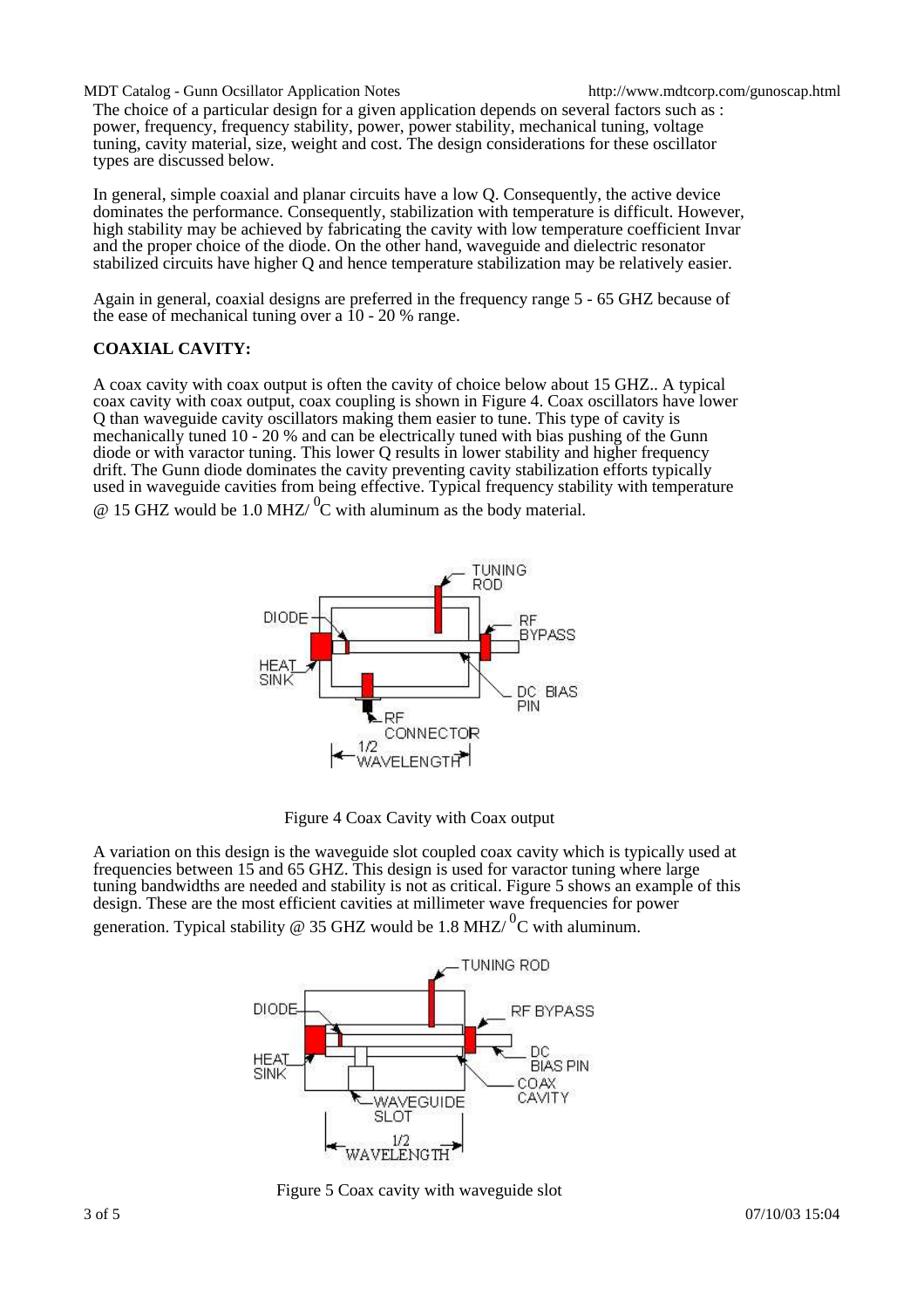The choice of a particular design for a given application depends on several factors such as : power, frequency, frequency stability, power, power stability, mechanical tuning, voltage tuning, cavity material, size, weight and cost. The design considerations for these oscillator types are discussed below.

In general, simple coaxial and planar circuits have a low Q. Consequently, the active device dominates the performance. Consequently, stabilization with temperature is difficult. However, high stability may be achieved by fabricating the cavity with low temperature coefficient Invar and the proper choice of the diode. On the other hand, waveguide and dielectric resonator stabilized circuits have higher Q and hence temperature stabilization may be relatively easier.

Again in general, coaxial designs are preferred in the frequency range 5 - 65 GHZ because of the ease of mechanical tuning over a 10 - 20 % range.

**COAXIAL CAVITY:**

A coax cavity with coax output is often the cavity of choice below about 15 GHZ.. A typical coax cavity with coax output, coax coupling is shown in Figure 4. Coax oscillators have lower Q than waveguide cavity oscillators making them easier to tune. This type of cavity is mechanically tuned 10 - 20 % and can be electrically tuned with bias pushing of the Gunn diode or with varactor tuning. This lower Q results in lower stability and higher frequency drift. The Gunn diode dominates the cavity preventing cavity stabilization efforts typically used in waveguide cavities from being effective. Typical frequency stability with temperature @ 15 GHZ would be 1.0 MHZ/ $^{0}$C with aluminum as the body material.

Figure 4 Coax Cavity with Coax output

A variation on this design is the waveguide slot coupled coax cavity which is typically used at frequencies between 15 and 65 GHZ. This design is used for varactor tuning where large tuning bandwidths are needed and stability is not as critical. Figure 5 shows an example of this design. These are the most efficient cavities at millimeter wave frequencies for power generation. Typical stability @ 35 GHZ would be 1.8 MHZ/ $^{0}$C with aluminum.

Figure 5 Coax cavity with waveguide slot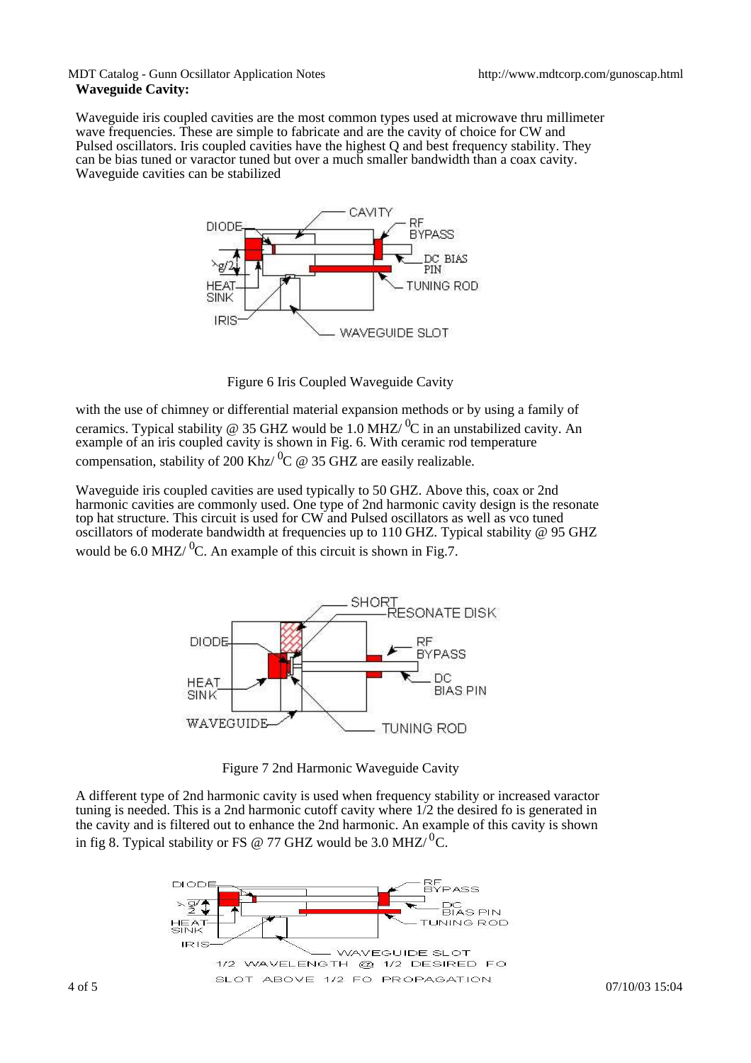**Waveguide Cavity:**

Waveguide iris coupled cavities are the most common types used at microwave thru millimeter wave frequencies. These are simple to fabricate and are the cavity of choice for CW and Pulsed oscillators. Iris coupled cavities have the highest Q and best frequency stability. They can be bias tuned or varactor tuned but over a much smaller bandwidth than a coax cavity. Waveguide cavities can be stabilized

Figure 6 Iris Coupled Waveguide Cavity

with the use of chimney or differential material expansion methods or by using a family of ceramics. Typical stability @ 35 GHZ would be 1.0 MHZ/ $^0$C in an unstabilized cavity. An example of an iris coupled cavity is shown in Fig. 6. With ceramic rod temperature compensation, stability of 200 Khz/ $^0$C @ 35 GHZ are easily realizable.

Waveguide iris coupled cavities are used typically to 50 GHZ. Above this, coax or 2nd harmonic cavities are commonly used. One type of 2nd harmonic cavity design is the resonate top hat structure. This circuit is used for CW and Pulsed oscillators as well as vco tuned oscillators of moderate bandwidth at frequencies up to 110 GHZ. Typical stability @ 95 GHZ would be 6.0 MHZ/ $^0$C. An example of this circuit is shown in Fig.7.

Figure 7 2nd Harmonic Waveguide Cavity

A different type of 2nd harmonic cavity is used when frequency stability or increased varactor tuning is needed. This is a 2nd harmonic cutoff cavity where 1/2 the desired fo is generated in the cavity and is filtered out to enhance the 2nd harmonic. An example of this cavity is shown in fig 8. Typical stability or FS @ 77 GHZ would be 3.0 MHZ/ $^0$C.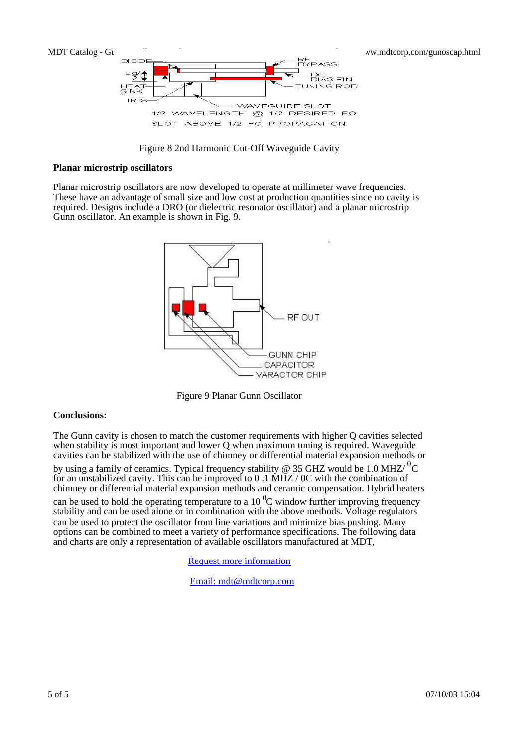DIODE

RF BYPASS

λg/2

DC BIAS PIN

HEAT SINK

TUNING ROD

IRIS

WAVEGUIDE SLOT

1/2 WAVELENGTH @ 1/2 DESIRED FO

SLOT ABOVE 1/2 FO PROPAGATION

Figure 8 2nd Harmonic Cut-Off Waveguide Cavity

**Planar microstrip oscillators**

Planar microstrip oscillators are now developed to operate at millimeter wave frequencies. These have an advantage of small size and low cost at production quantities since no cavity is required. Designs include a DRO (or dielectric resonator oscillator) and a planar microstrip Gunn oscillator. An example is shown in Fig. 9.

RF OUT

GUNN CHIP

CAPACITOR

VARACTOR CHIP

Figure 9 Planar Gunn Oscillator

**Conclusions:**

The Gunn cavity is chosen to match the customer requirements with higher Q cavities selected when stability is most important and lower Q when maximum tuning is required. Waveguide cavities can be stabilized with the use of chimney or differential material expansion methods or by using a family of ceramics. Typical frequency stability @ 35 GHZ would be 1.0 MHZ/ $^0$C for an unstabilized cavity. This can be improved to 0 .1 MHZ / 0C with the combination of chimney or differential material expansion methods and ceramic compensation. Hybrid heaters can be used to hold the operating temperature to a 10 $^0$C window further improving frequency stability and can be used alone or in combination with the above methods. Voltage regulators can be used to protect the oscillator from line variations and minimize bias pushing. Many options can be combined to meet a variety of performance specifications. The following data and charts are only a representation of available oscillators manufactured at MDT,

Request more information

Email: mdt@mdtcorp.com